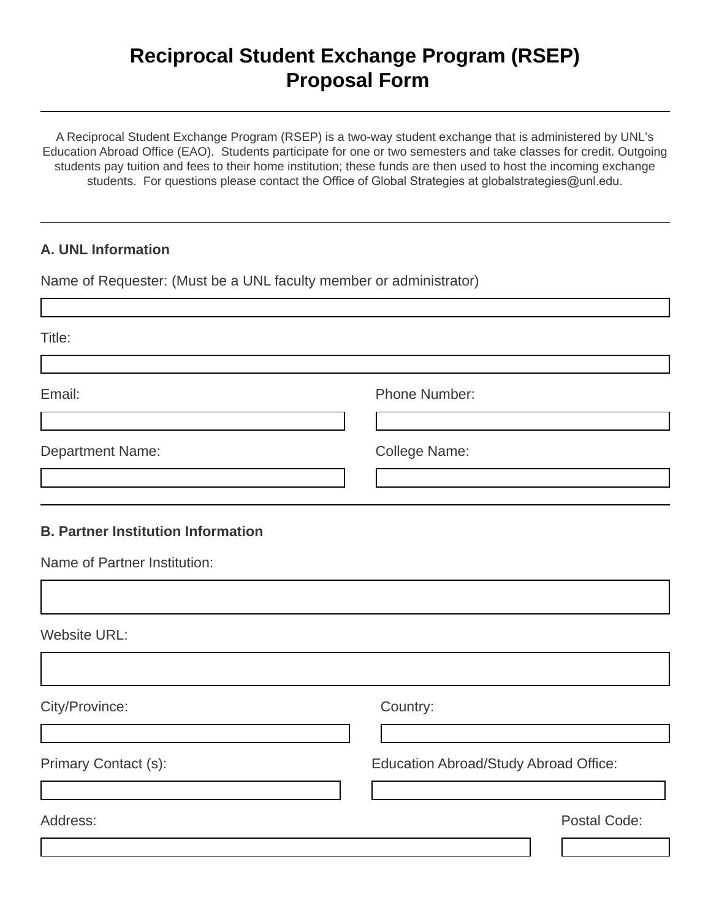# Reciprocal Student Exchange Program (RSEP) Proposal Form

---

A Reciprocal Student Exchange Program (RSEP) is a two-way student exchange that is administered by UNL's Education Abroad Office (EAO). Students participate for one or two semesters and take classes for credit. Outgoing students pay tuition and fees to their home institution; these funds are then used to host the incoming exchange students. For questions please contact the Office of Global Strategies at globalstrategies@unl.edu.

---

## A. UNL Information

Name of Requester: (Must be a UNL faculty member or administrator)

Title:

Email:

Phone Number:

Department Name:

College Name:

---

## B. Partner Institution Information

Name of Partner Institution:

Website URL:

City/Province:

Country:

Primary Contact (s):

Education Abroad/Study Abroad Office:

Address:

Postal Code: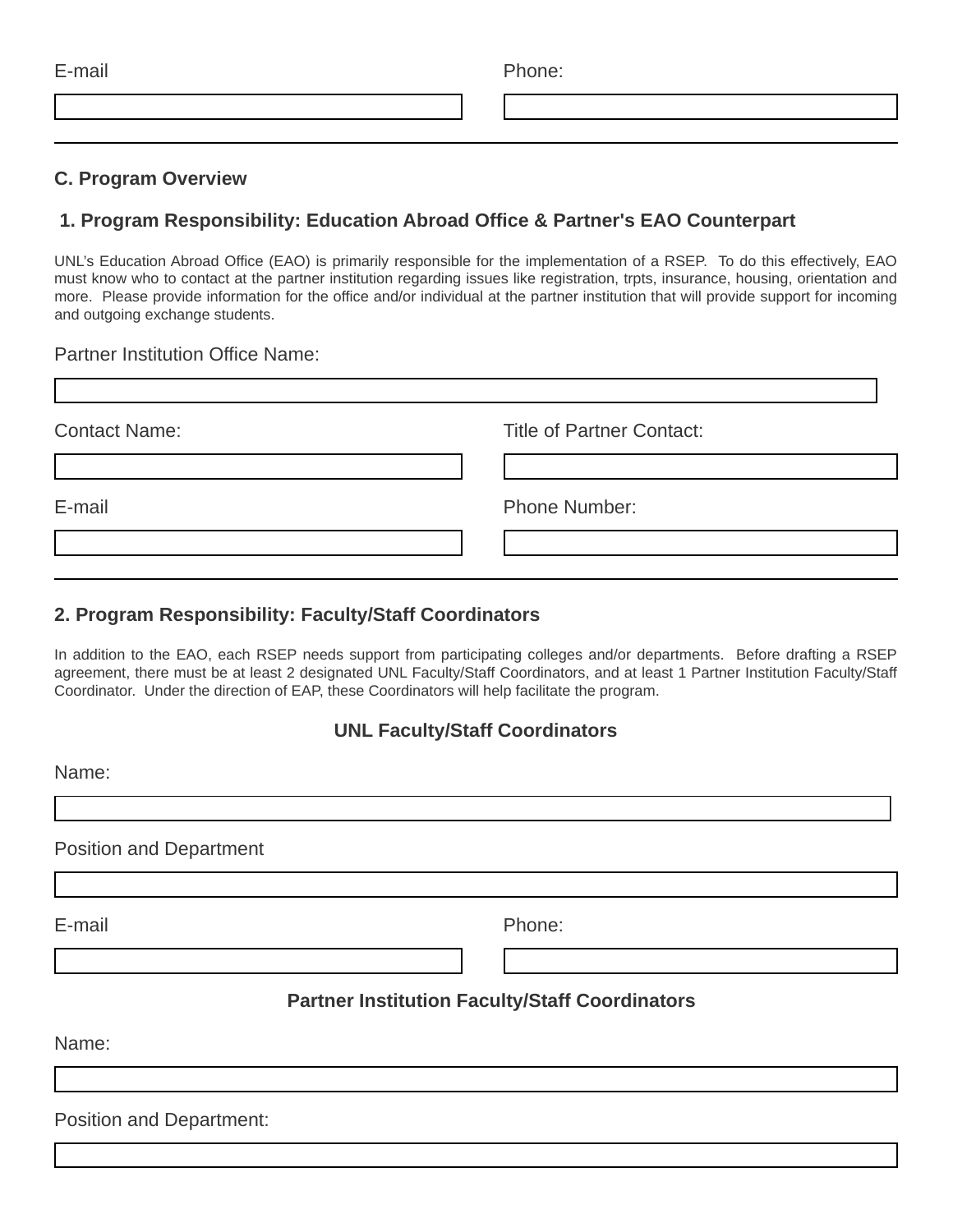E-mail

Phone:

---

## C. Program Overview

### 1. Program Responsibility: Education Abroad Office & Partner's EAO Counterpart

UNL's Education Abroad Office (EAO) is primarily responsible for the implementation of a RSEP. To do this effectively, EAO must know who to contact at the partner institution regarding issues like registration, trpts, insurance, housing, orientation and more. Please provide information for the office and/or individual at the partner institution that will provide support for incoming and outgoing exchange students.

Partner Institution Office Name:

Contact Name:

Title of Partner Contact:

E-mail

Phone Number:

---

### 2. Program Responsibility: Faculty/Staff Coordinators

In addition to the EAO, each RSEP needs support from participating colleges and/or departments. Before drafting a RSEP agreement, there must be at least 2 designated UNL Faculty/Staff Coordinators, and at least 1 Partner Institution Faculty/Staff Coordinator. Under the direction of EAP, these Coordinators will help facilitate the program.

**UNL Faculty/Staff Coordinators**

Name:

Position and Department

E-mail

Phone:

**Partner Institution Faculty/Staff Coordinators**

Name:

Position and Department: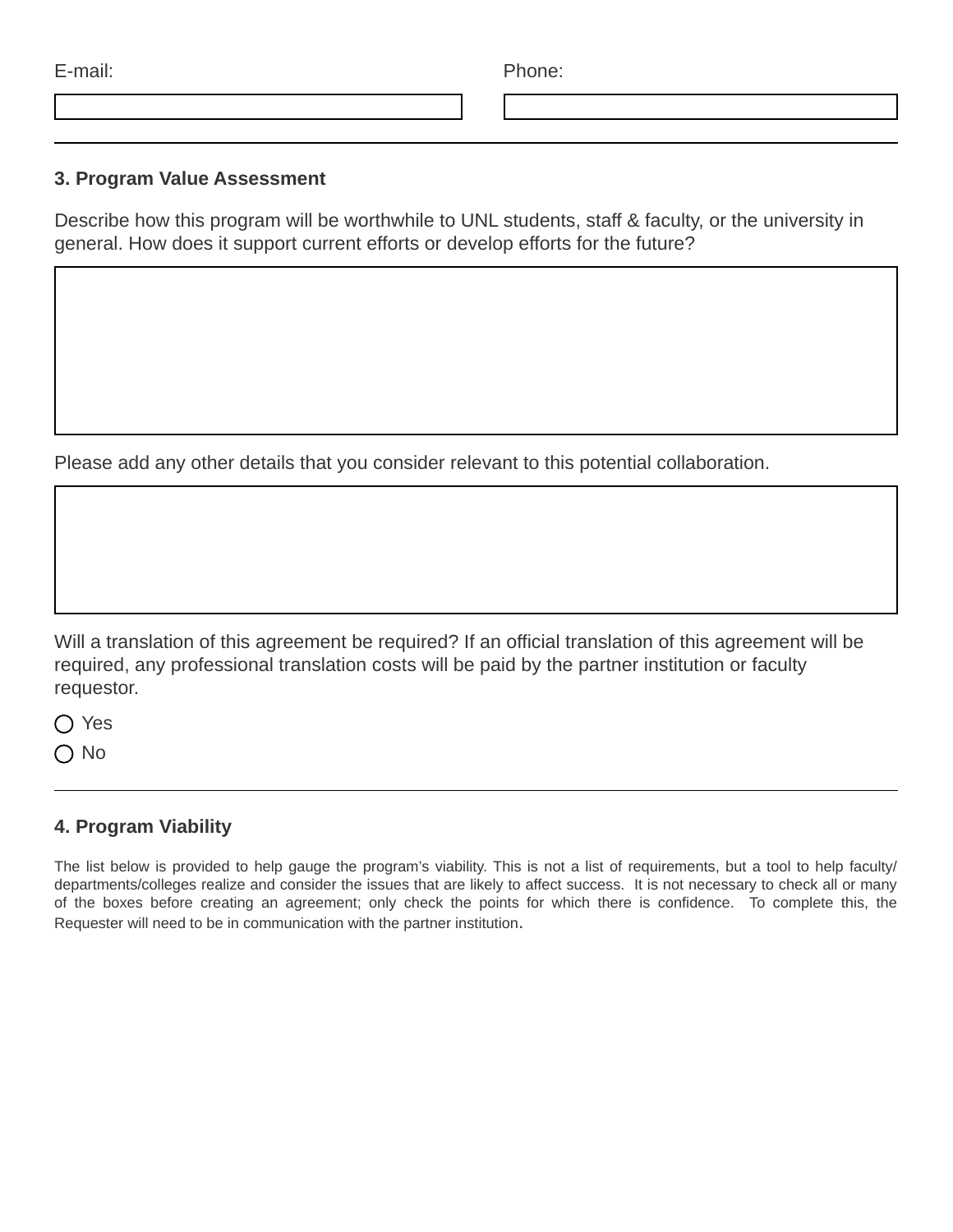E-mail:

Phone:

---

### 3. Program Value Assessment

Describe how this program will be worthwhile to UNL students, staff & faculty, or the university in general. How does it support current efforts or develop efforts for the future?

Please add any other details that you consider relevant to this potential collaboration.

Will a translation of this agreement be required? If an official translation of this agreement will be required, any professional translation costs will be paid by the partner institution or faculty requestor.

- ○ Yes
- ○ No

---

### 4. Program Viability

The list below is provided to help gauge the program's viability. This is not a list of requirements, but a tool to help faculty/ departments/colleges realize and consider the issues that are likely to affect success. It is not necessary to check all or many of the boxes before creating an agreement; only check the points for which there is confidence. To complete this, the Requester will need to be in communication with the partner institution.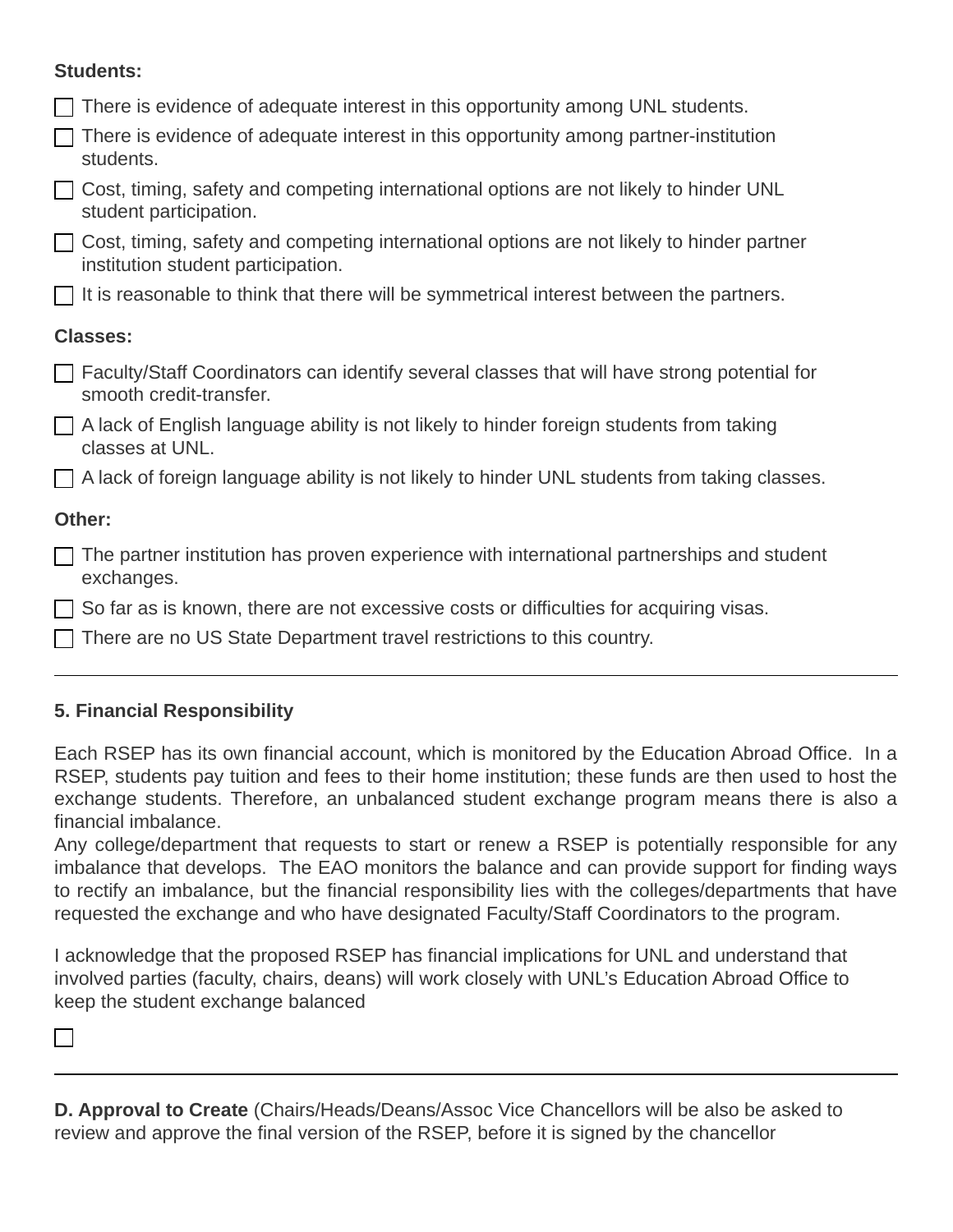**Students:**

- [ ] There is evidence of adequate interest in this opportunity among UNL students.
- [ ] There is evidence of adequate interest in this opportunity among partner-institution students.
- [ ] Cost, timing, safety and competing international options are not likely to hinder UNL student participation.
- [ ] Cost, timing, safety and competing international options are not likely to hinder partner institution student participation.
- [ ] It is reasonable to think that there will be symmetrical interest between the partners.

**Classes:**

- [ ] Faculty/Staff Coordinators can identify several classes that will have strong potential for smooth credit-transfer.
- [ ] A lack of English language ability is not likely to hinder foreign students from taking classes at UNL.
- [ ] A lack of foreign language ability is not likely to hinder UNL students from taking classes.

**Other:**

- [ ] The partner institution has proven experience with international partnerships and student exchanges.
- [ ] So far as is known, there are not excessive costs or difficulties for acquiring visas.
- [ ] There are no US State Department travel restrictions to this country.

---

**5. Financial Responsibility**

Each RSEP has its own financial account, which is monitored by the Education Abroad Office. In a RSEP, students pay tuition and fees to their home institution; these funds are then used to host the exchange students. Therefore, an unbalanced student exchange program means there is also a financial imbalance.
Any college/department that requests to start or renew a RSEP is potentially responsible for any imbalance that develops. The EAO monitors the balance and can provide support for finding ways to rectify an imbalance, but the financial responsibility lies with the colleges/departments that have requested the exchange and who have designated Faculty/Staff Coordinators to the program.

I acknowledge that the proposed RSEP has financial implications for UNL and understand that involved parties (faculty, chairs, deans) will work closely with UNL's Education Abroad Office to keep the student exchange balanced

- [ ]

---

**D. Approval to Create** (Chairs/Heads/Deans/Assoc Vice Chancellors will be also be asked to review and approve the final version of the RSEP, before it is signed by the chancellor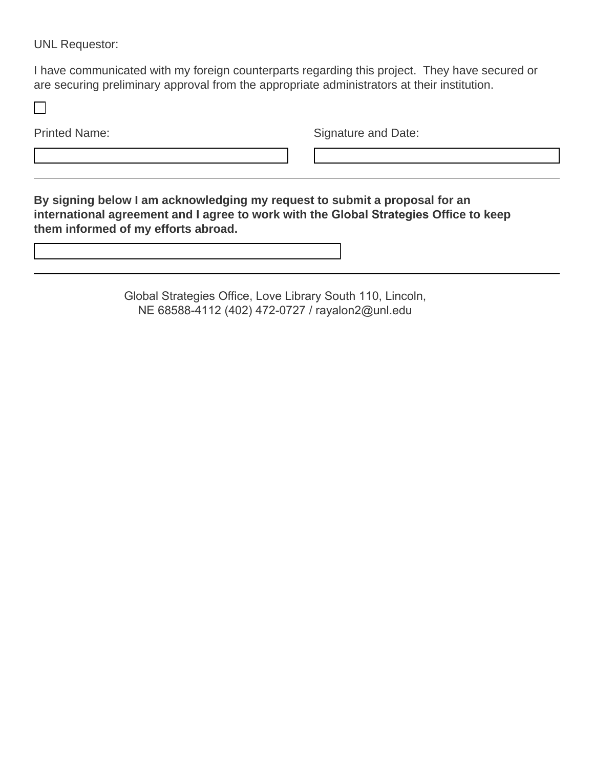UNL Requestor:

I have communicated with my foreign counterparts regarding this project. They have secured or are securing preliminary approval from the appropriate administrators at their institution.

☐

Printed Name: Signature and Date:

---

**By signing below I am acknowledging my request to submit a proposal for an international agreement and I agree to work with the Global Strategies Office to keep them informed of my efforts abroad.**

---

Global Strategies Office, Love Library South 110, Lincoln, NE 68588-4112 (402) 472-0727 / rayalon2@unl.edu